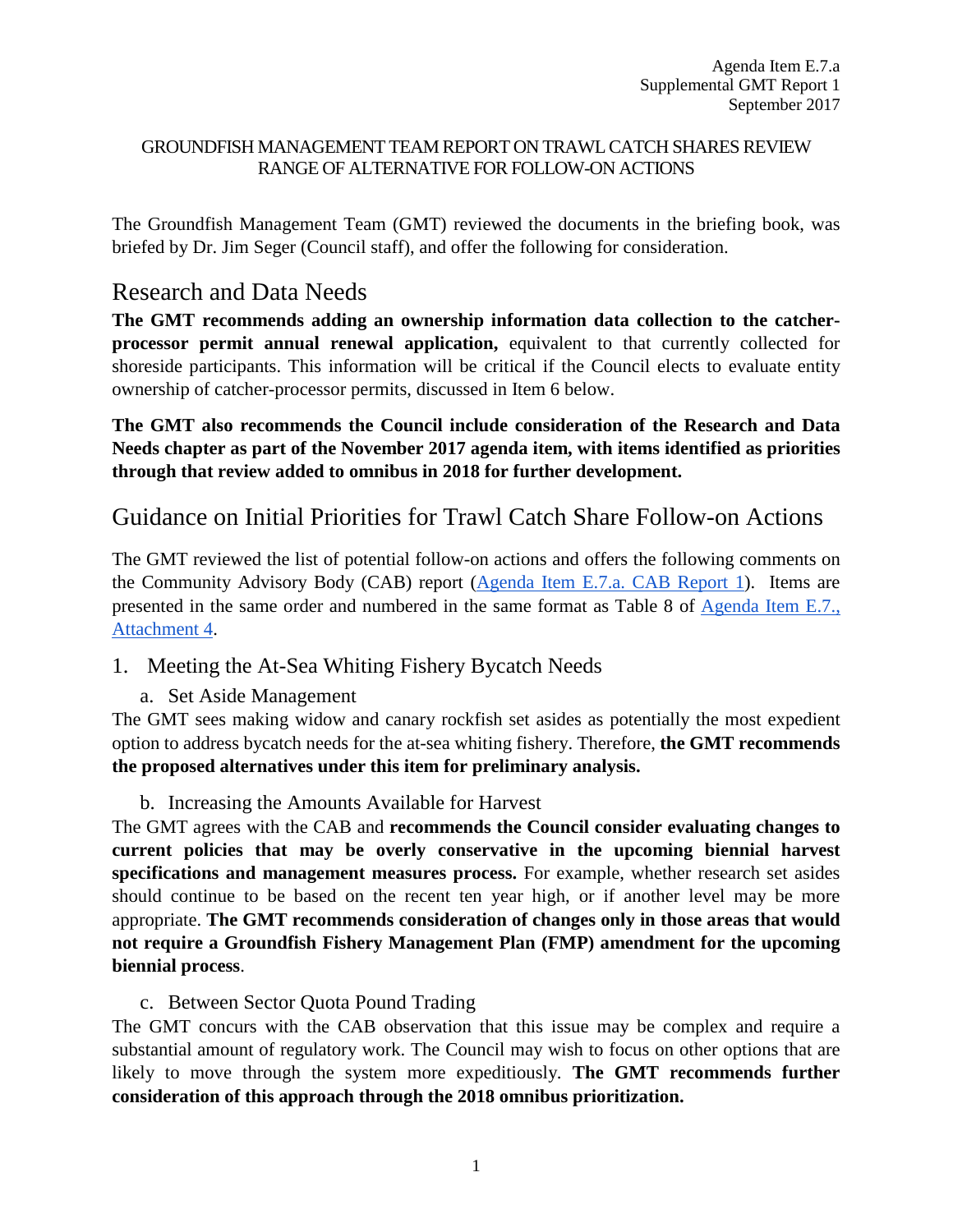Agenda Item E.7.a
Supplemental GMT Report 1
September 2017

GROUNDFISH MANAGEMENT TEAM REPORT ON TRAWL CATCH SHARES REVIEW RANGE OF ALTERNATIVE FOR FOLLOW-ON ACTIONS

The Groundfish Management Team (GMT) reviewed the documents in the briefing book, was briefed by Dr. Jim Seger (Council staff), and offer the following for consideration.

## Research and Data Needs

**The GMT recommends adding an ownership information data collection to the catcher-processor permit annual renewal application,** equivalent to that currently collected for shoreside participants. This information will be critical if the Council elects to evaluate entity ownership of catcher-processor permits, discussed in Item 6 below.

**The GMT also recommends the Council include consideration of the Research and Data Needs chapter as part of the November 2017 agenda item, with items identified as priorities through that review added to omnibus in 2018 for further development.**

## Guidance on Initial Priorities for Trawl Catch Share Follow-on Actions

The GMT reviewed the list of potential follow-on actions and offers the following comments on the Community Advisory Body (CAB) report (Agenda Item E.7.a. CAB Report 1). Items are presented in the same order and numbered in the same format as Table 8 of Agenda Item E.7., Attachment 4.

### 1. Meeting the At-Sea Whiting Fishery Bycatch Needs

#### a. Set Aside Management

The GMT sees making widow and canary rockfish set asides as potentially the most expedient option to address bycatch needs for the at-sea whiting fishery. Therefore, **the GMT recommends the proposed alternatives under this item for preliminary analysis.**

#### b. Increasing the Amounts Available for Harvest

The GMT agrees with the CAB and **recommends the Council consider evaluating changes to current policies that may be overly conservative in the upcoming biennial harvest specifications and management measures process.** For example, whether research set asides should continue to be based on the recent ten year high, or if another level may be more appropriate. **The GMT recommends consideration of changes only in those areas that would not require a Groundfish Fishery Management Plan (FMP) amendment for the upcoming biennial process**.

#### c. Between Sector Quota Pound Trading

The GMT concurs with the CAB observation that this issue may be complex and require a substantial amount of regulatory work. The Council may wish to focus on other options that are likely to move through the system more expeditiously. **The GMT recommends further consideration of this approach through the 2018 omnibus prioritization.**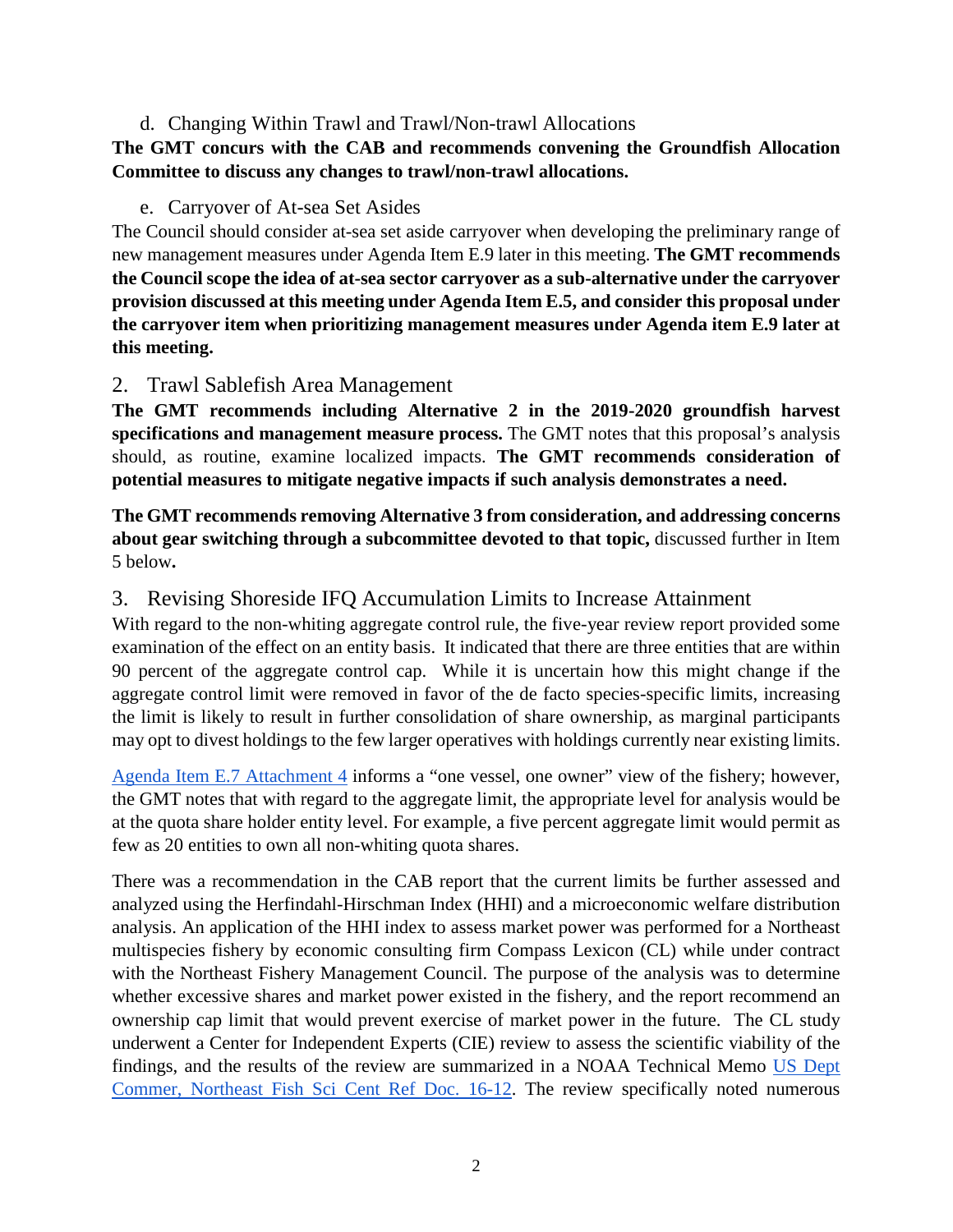d. Changing Within Trawl and Trawl/Non-trawl Allocations

**The GMT concurs with the CAB and recommends convening the Groundfish Allocation Committee to discuss any changes to trawl/non-trawl allocations.**

e. Carryover of At-sea Set Asides

The Council should consider at-sea set aside carryover when developing the preliminary range of new management measures under Agenda Item E.9 later in this meeting. **The GMT recommends the Council scope the idea of at-sea sector carryover as a sub-alternative under the carryover provision discussed at this meeting under Agenda Item E.5, and consider this proposal under the carryover item when prioritizing management measures under Agenda item E.9 later at this meeting.**

## 2. Trawl Sablefish Area Management

**The GMT recommends including Alternative 2 in the 2019-2020 groundfish harvest specifications and management measure process.** The GMT notes that this proposal's analysis should, as routine, examine localized impacts. **The GMT recommends consideration of potential measures to mitigate negative impacts if such analysis demonstrates a need.**

**The GMT recommends removing Alternative 3 from consideration, and addressing concerns about gear switching through a subcommittee devoted to that topic,** discussed further in Item 5 below**.**

## 3. Revising Shoreside IFQ Accumulation Limits to Increase Attainment

With regard to the non-whiting aggregate control rule, the five-year review report provided some examination of the effect on an entity basis. It indicated that there are three entities that are within 90 percent of the aggregate control cap. While it is uncertain how this might change if the aggregate control limit were removed in favor of the de facto species-specific limits, increasing the limit is likely to result in further consolidation of share ownership, as marginal participants may opt to divest holdings to the few larger operatives with holdings currently near existing limits.

Agenda Item E.7 Attachment 4 informs a "one vessel, one owner" view of the fishery; however, the GMT notes that with regard to the aggregate limit, the appropriate level for analysis would be at the quota share holder entity level. For example, a five percent aggregate limit would permit as few as 20 entities to own all non-whiting quota shares.

There was a recommendation in the CAB report that the current limits be further assessed and analyzed using the Herfindahl-Hirschman Index (HHI) and a microeconomic welfare distribution analysis. An application of the HHI index to assess market power was performed for a Northeast multispecies fishery by economic consulting firm Compass Lexicon (CL) while under contract with the Northeast Fishery Management Council. The purpose of the analysis was to determine whether excessive shares and market power existed in the fishery, and the report recommend an ownership cap limit that would prevent exercise of market power in the future. The CL study underwent a Center for Independent Experts (CIE) review to assess the scientific viability of the findings, and the results of the review are summarized in a NOAA Technical Memo US Dept Commer, Northeast Fish Sci Cent Ref Doc. 16-12. The review specifically noted numerous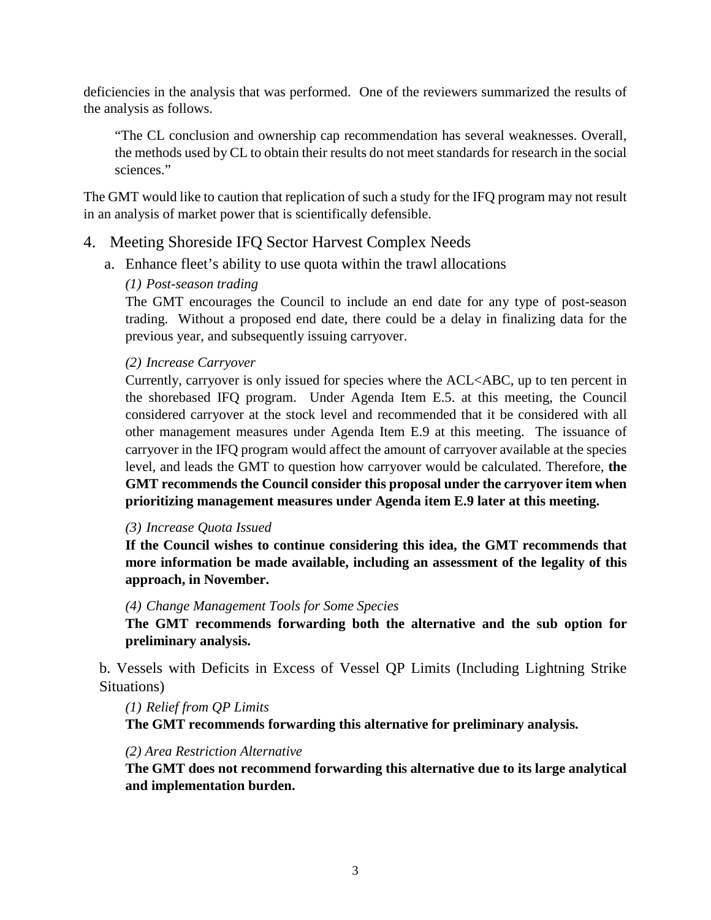deficiencies in the analysis that was performed. One of the reviewers summarized the results of the analysis as follows.

> "The CL conclusion and ownership cap recommendation has several weaknesses. Overall, the methods used by CL to obtain their results do not meet standards for research in the social sciences."

The GMT would like to caution that replication of such a study for the IFQ program may not result in an analysis of market power that is scientifically defensible.

## 4. Meeting Shoreside IFQ Sector Harvest Complex Needs

### a. Enhance fleet's ability to use quota within the trawl allocations

*(1) Post-season trading*

The GMT encourages the Council to include an end date for any type of post-season trading. Without a proposed end date, there could be a delay in finalizing data for the previous year, and subsequently issuing carryover.

*(2) Increase Carryover*

Currently, carryover is only issued for species where the ACL<ABC, up to ten percent in the shorebased IFQ program. Under Agenda Item E.5. at this meeting, the Council considered carryover at the stock level and recommended that it be considered with all other management measures under Agenda Item E.9 at this meeting. The issuance of carryover in the IFQ program would affect the amount of carryover available at the species level, and leads the GMT to question how carryover would be calculated. Therefore, **the GMT recommends the Council consider this proposal under the carryover item when prioritizing management measures under Agenda item E.9 later at this meeting.**

*(3) Increase Quota Issued*

**If the Council wishes to continue considering this idea, the GMT recommends that more information be made available, including an assessment of the legality of this approach, in November.**

*(4) Change Management Tools for Some Species*

**The GMT recommends forwarding both the alternative and the sub option for preliminary analysis.**

### b. Vessels with Deficits in Excess of Vessel QP Limits (Including Lightning Strike Situations)

*(1) Relief from QP Limits*

**The GMT recommends forwarding this alternative for preliminary analysis.**

*(2) Area Restriction Alternative*

**The GMT does not recommend forwarding this alternative due to its large analytical and implementation burden.**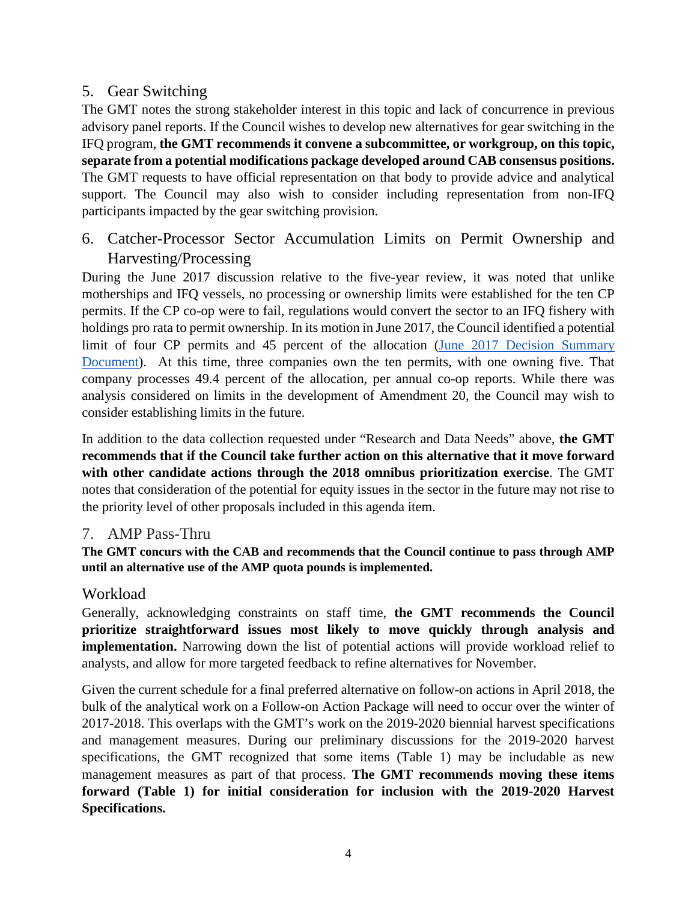## 5. Gear Switching

The GMT notes the strong stakeholder interest in this topic and lack of concurrence in previous advisory panel reports. If the Council wishes to develop new alternatives for gear switching in the IFQ program, **the GMT recommends it convene a subcommittee, or workgroup, on this topic, separate from a potential modifications package developed around CAB consensus positions.** The GMT requests to have official representation on that body to provide advice and analytical support. The Council may also wish to consider including representation from non-IFQ participants impacted by the gear switching provision.

## 6. Catcher-Processor Sector Accumulation Limits on Permit Ownership and Harvesting/Processing

During the June 2017 discussion relative to the five-year review, it was noted that unlike motherships and IFQ vessels, no processing or ownership limits were established for the ten CP permits. If the CP co-op were to fail, regulations would convert the sector to an IFQ fishery with holdings pro rata to permit ownership. In its motion in June 2017, the Council identified a potential limit of four CP permits and 45 percent of the allocation (June 2017 Decision Summary Document). At this time, three companies own the ten permits, with one owning five. That company processes 49.4 percent of the allocation, per annual co-op reports. While there was analysis considered on limits in the development of Amendment 20, the Council may wish to consider establishing limits in the future.

In addition to the data collection requested under "Research and Data Needs" above, **the GMT recommends that if the Council take further action on this alternative that it move forward with other candidate actions through the 2018 omnibus prioritization exercise**. The GMT notes that consideration of the potential for equity issues in the sector in the future may not rise to the priority level of other proposals included in this agenda item.

## 7. AMP Pass-Thru

**The GMT concurs with the CAB and recommends that the Council continue to pass through AMP until an alternative use of the AMP quota pounds is implemented.**

## Workload

Generally, acknowledging constraints on staff time, **the GMT recommends the Council prioritize straightforward issues most likely to move quickly through analysis and implementation.** Narrowing down the list of potential actions will provide workload relief to analysts, and allow for more targeted feedback to refine alternatives for November.

Given the current schedule for a final preferred alternative on follow-on actions in April 2018, the bulk of the analytical work on a Follow-on Action Package will need to occur over the winter of 2017-2018. This overlaps with the GMT's work on the 2019-2020 biennial harvest specifications and management measures. During our preliminary discussions for the 2019-2020 harvest specifications, the GMT recognized that some items (Table 1) may be includable as new management measures as part of that process. **The GMT recommends moving these items forward (Table 1) for initial consideration for inclusion with the 2019-2020 Harvest Specifications.**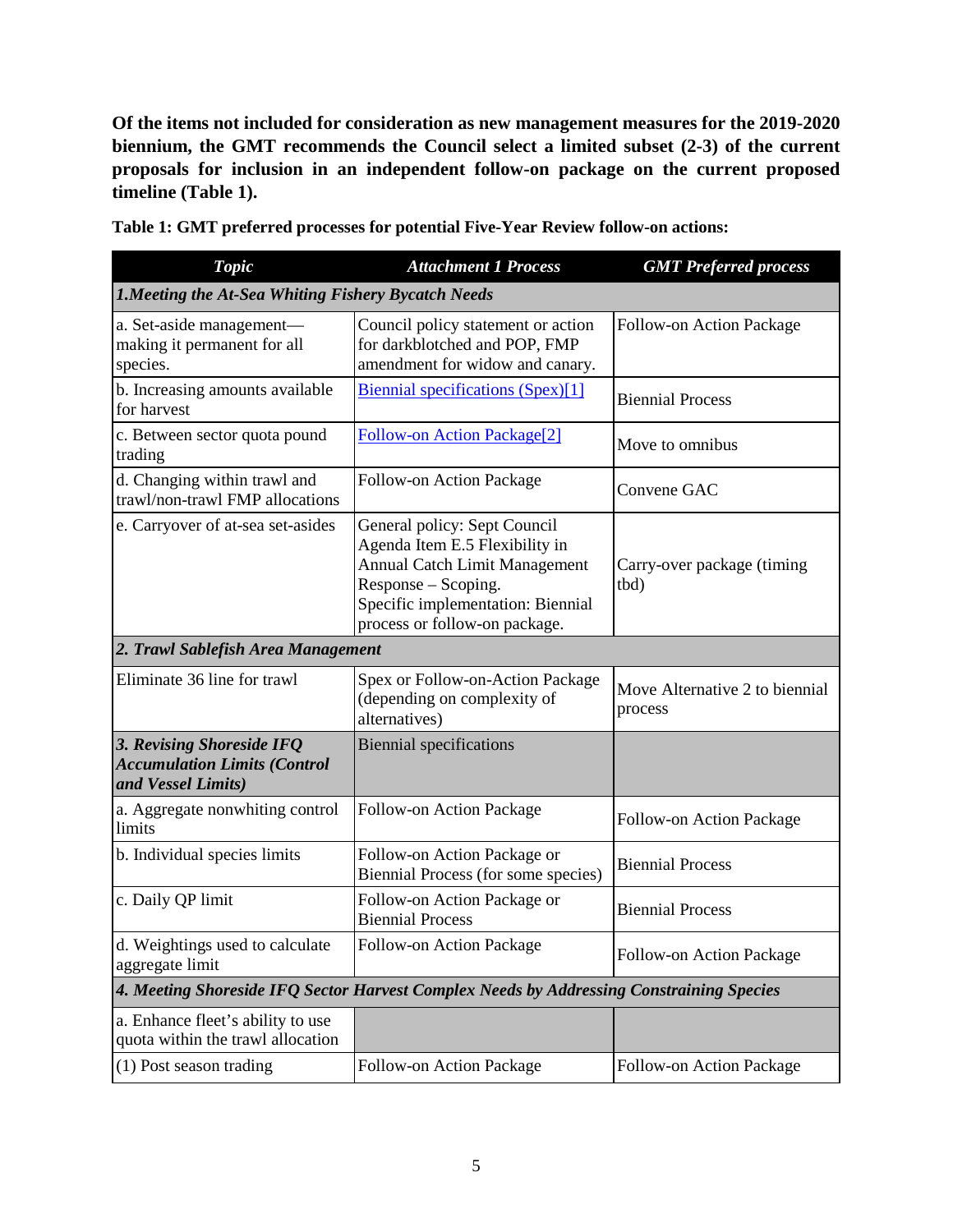**Of the items not included for consideration as new management measures for the 2019-2020 biennium, the GMT recommends the Council select a limited subset (2-3) of the current proposals for inclusion in an independent follow-on package on the current proposed timeline (Table 1).**

**Table 1: GMT preferred processes for potential Five-Year Review follow-on actions:**

| *Topic* | *Attachment 1 Process* | *GMT Preferred process* |
|---|---|---|
| ***1.Meeting the At-Sea Whiting Fishery Bycatch Needs*** | | |
| a. Set-aside management—making it permanent for all species. | Council policy statement or action for darkblotched and POP, FMP amendment for widow and canary. | Follow-on Action Package |
| b. Increasing amounts available for harvest | Biennial specifications (Spex)[1] | Biennial Process |
| c. Between sector quota pound trading | Follow-on Action Package[2] | Move to omnibus |
| d. Changing within trawl and trawl/non-trawl FMP allocations | Follow-on Action Package | Convene GAC |
| e. Carryover of at-sea set-asides | General policy: Sept Council Agenda Item E.5 Flexibility in Annual Catch Limit Management Response – Scoping. Specific implementation: Biennial process or follow-on package. | Carry-over package (timing tbd) |
| ***2. Trawl Sablefish Area Management*** | | |
| Eliminate 36 line for trawl | Spex or Follow-on-Action Package (depending on complexity of alternatives) | Move Alternative 2 to biennial process |
| ***3. Revising Shoreside IFQ Accumulation Limits (Control and Vessel Limits)*** | Biennial specifications | |
| a. Aggregate nonwhiting control limits | Follow-on Action Package | Follow-on Action Package |
| b. Individual species limits | Follow-on Action Package or Biennial Process (for some species) | Biennial Process |
| c. Daily QP limit | Follow-on Action Package or Biennial Process | Biennial Process |
| d. Weightings used to calculate aggregate limit | Follow-on Action Package | Follow-on Action Package |
| ***4. Meeting Shoreside IFQ Sector Harvest Complex Needs by Addressing Constraining Species*** | | |
| a. Enhance fleet's ability to use quota within the trawl allocation | | |
| (1) Post season trading | Follow-on Action Package | Follow-on Action Package |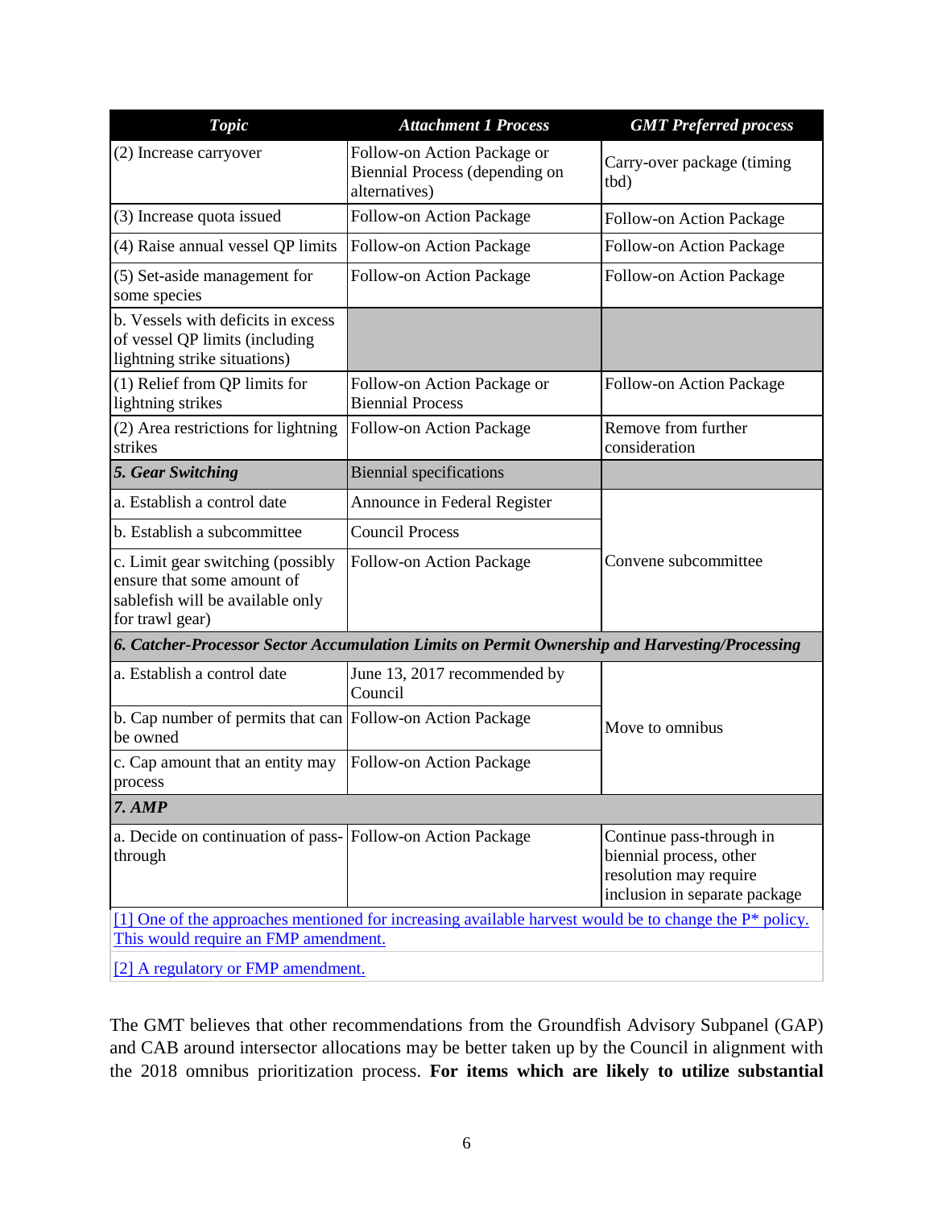| *Topic* | *Attachment 1 Process* | *GMT Preferred process* |
|---|---|---|
| (2) Increase carryover | Follow-on Action Package or Biennial Process (depending on alternatives) | Carry-over package (timing tbd) |
| (3) Increase quota issued | Follow-on Action Package | Follow-on Action Package |
| (4) Raise annual vessel QP limits | Follow-on Action Package | Follow-on Action Package |
| (5) Set-aside management for some species | Follow-on Action Package | Follow-on Action Package |
| b. Vessels with deficits in excess of vessel QP limits (including lightning strike situations) | | |
| (1) Relief from QP limits for lightning strikes | Follow-on Action Package or Biennial Process | Follow-on Action Package |
| (2) Area restrictions for lightning strikes | Follow-on Action Package | Remove from further consideration |
| ***5. Gear Switching*** | Biennial specifications | |
| a. Establish a control date | Announce in Federal Register | Convene subcommittee |
| b. Establish a subcommittee | Council Process | |
| c. Limit gear switching (possibly ensure that some amount of sablefish will be available only for trawl gear) | Follow-on Action Package | |
| ***6. Catcher-Processor Sector Accumulation Limits on Permit Ownership and Harvesting/Processing*** | | |
| a. Establish a control date | June 13, 2017 recommended by Council | Move to omnibus |
| b. Cap number of permits that can be owned | Follow-on Action Package | |
| c. Cap amount that an entity may process | Follow-on Action Package | |
| ***7. AMP*** | | |
| a. Decide on continuation of pass-through | Follow-on Action Package | Continue pass-through in biennial process, other resolution may require inclusion in separate package |
| [1] One of the approaches mentioned for increasing available harvest would be to change the P* policy. This would require an FMP amendment. | | |
| [2] A regulatory or FMP amendment. | | |

The GMT believes that other recommendations from the Groundfish Advisory Subpanel (GAP) and CAB around intersector allocations may be better taken up by the Council in alignment with the 2018 omnibus prioritization process. **For items which are likely to utilize substantial**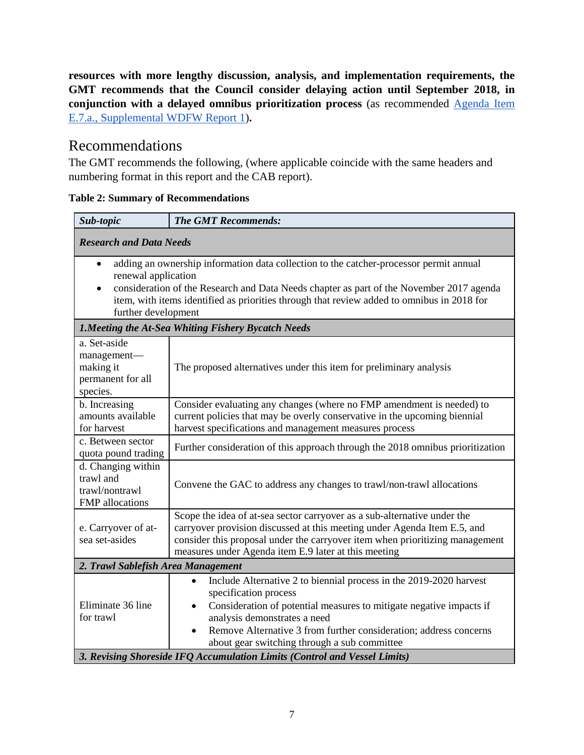**resources with more lengthy discussion, analysis, and implementation requirements, the GMT recommends that the Council consider delaying action until September 2018, in conjunction with a delayed omnibus prioritization process** (as recommended [Agenda Item E.7.a., Supplemental WDFW Report 1](#))**.**

## Recommendations

The GMT recommends the following, (where applicable coincide with the same headers and numbering format in this report and the CAB report).

**Table 2: Summary of Recommendations**

| *Sub-topic* | *The GMT Recommends:* |
|---|---|
| ***Research and Data Needs*** | |
| • adding an ownership information data collection to the catcher-processor permit annual renewal application<br>• consideration of the Research and Data Needs chapter as part of the November 2017 agenda item, with items identified as priorities through that review added to omnibus in 2018 for further development | |
| ***1.Meeting the At-Sea Whiting Fishery Bycatch Needs*** | |
| a. Set-aside management—making it permanent for all species. | The proposed alternatives under this item for preliminary analysis |
| b. Increasing amounts available for harvest | Consider evaluating any changes (where no FMP amendment is needed) to current policies that may be overly conservative in the upcoming biennial harvest specifications and management measures process |
| c. Between sector quota pound trading | Further consideration of this approach through the 2018 omnibus prioritization |
| d. Changing within trawl and trawl/nontrawl FMP allocations | Convene the GAC to address any changes to trawl/non-trawl allocations |
| e. Carryover of at-sea set-asides | Scope the idea of at-sea sector carryover as a sub-alternative under the carryover provision discussed at this meeting under Agenda Item E.5, and consider this proposal under the carryover item when prioritizing management measures under Agenda item E.9 later at this meeting |
| ***2. Trawl Sablefish Area Management*** | |
| Eliminate 36 line for trawl | • Include Alternative 2 to biennial process in the 2019-2020 harvest specification process<br>• Consideration of potential measures to mitigate negative impacts if analysis demonstrates a need<br>• Remove Alternative 3 from further consideration; address concerns about gear switching through a sub committee |
| ***3. Revising Shoreside IFQ Accumulation Limits (Control and Vessel Limits)*** | |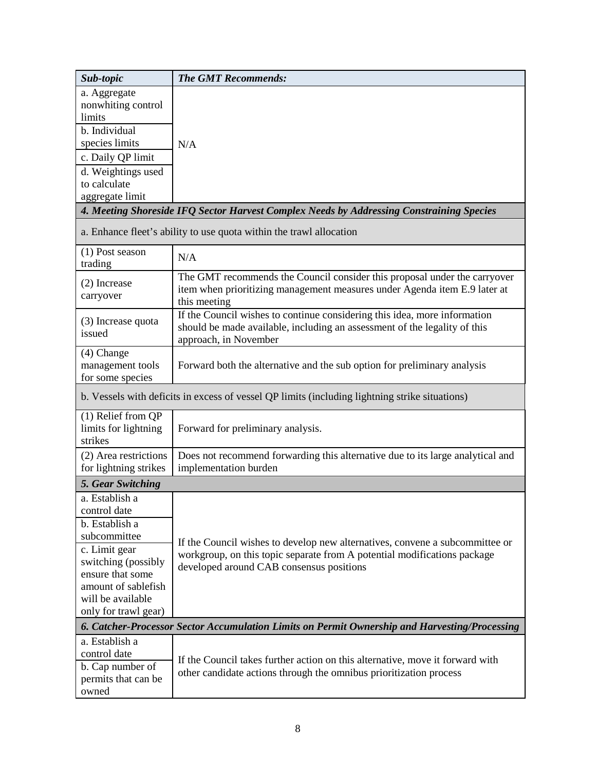| Sub-topic | The GMT Recommends: |
|---|---|
| a. Aggregate nonwhiting control limits | N/A |
| b. Individual species limits | |
| c. Daily QP limit | |
| d. Weightings used to calculate aggregate limit | |
| ***4. Meeting Shoreside IFQ Sector Harvest Complex Needs by Addressing Constraining Species*** | |
| a. Enhance fleet's ability to use quota within the trawl allocation | |
| (1) Post season trading | N/A |
| (2) Increase carryover | The GMT recommends the Council consider this proposal under the carryover item when prioritizing management measures under Agenda item E.9 later at this meeting |
| (3) Increase quota issued | If the Council wishes to continue considering this idea, more information should be made available, including an assessment of the legality of this approach, in November |
| (4) Change management tools for some species | Forward both the alternative and the sub option for preliminary analysis |
| b. Vessels with deficits in excess of vessel QP limits (including lightning strike situations) | |
| (1) Relief from QP limits for lightning strikes | Forward for preliminary analysis. |
| (2) Area restrictions for lightning strikes | Does not recommend forwarding this alternative due to its large analytical and implementation burden |
| ***5. Gear Switching*** | |
| a. Establish a control date | If the Council wishes to develop new alternatives, convene a subcommittee or workgroup, on this topic separate from A potential modifications package developed around CAB consensus positions |
| b. Establish a subcommittee | |
| c. Limit gear switching (possibly ensure that some amount of sablefish will be available only for trawl gear) | |
| ***6. Catcher-Processor Sector Accumulation Limits on Permit Ownership and Harvesting/Processing*** | |
| a. Establish a control date | If the Council takes further action on this alternative, move it forward with other candidate actions through the omnibus prioritization process |
| b. Cap number of permits that can be owned | |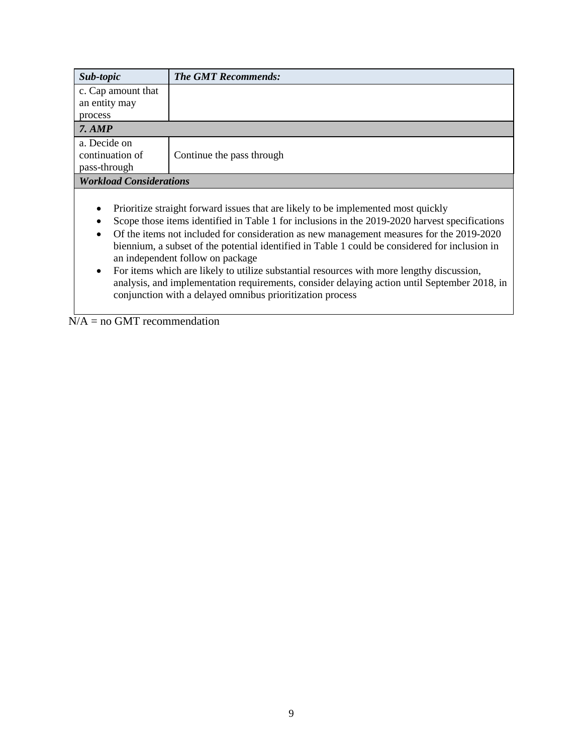| ***Sub-topic*** | ***The GMT Recommends:*** |
|---|---|
| c. Cap amount that an entity may process | |
| ***7. AMP*** | |
| a. Decide on continuation of pass-through | Continue the pass through |
| ***Workload Considerations*** | |
| • Prioritize straight forward issues that are likely to be implemented most quickly<br>• Scope those items identified in Table 1 for inclusions in the 2019-2020 harvest specifications<br>• Of the items not included for consideration as new management measures for the 2019-2020 biennium, a subset of the potential identified in Table 1 could be considered for inclusion in an independent follow on package<br>• For items which are likely to utilize substantial resources with more lengthy discussion, analysis, and implementation requirements, consider delaying action until September 2018, in conjunction with a delayed omnibus prioritization process | |

N/A = no GMT recommendation